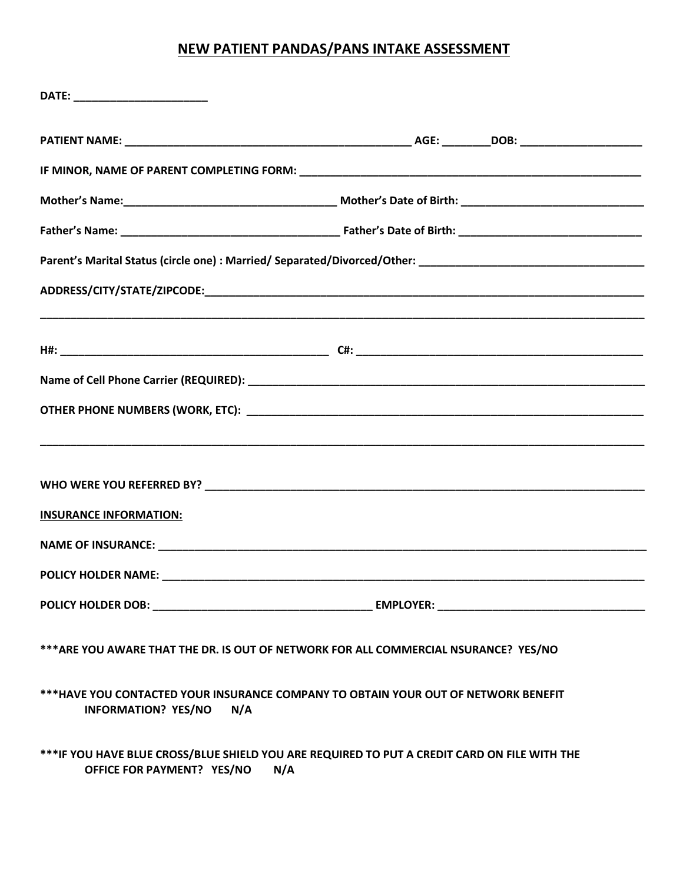# NEW PATIENT PANDAS/PANS INTAKE ASSESSMENT

**DATE:** ______________________

**PATIENT NAME:** ________________________________________________ **AGE:** ________ **DOB:** ____________________

**IF MINOR, NAME OF PARENT COMPLETING FORM:** __________________________________________________________

**Mother's Name:** __________________________________ **Mother's Date of Birth:** ______________________________

**Father's Name:** ____________________________________ **Father's Date of Birth:** ______________________________

**Parent's Marital Status (circle one) : Married/ Separated/Divorced/Other:** _____________________________________

**ADDRESS/CITY/STATE/ZIPCODE:** __________________________________________________________________________

_________________________________________________________________________________________________________

**H#:** ____________________________________________ **C#:** ______________________________________________

**Name of Cell Phone Carrier (REQUIRED):** _________________________________________________________________

**OTHER PHONE NUMBERS (WORK, ETC):** ___________________________________________________________________

_________________________________________________________________________________________________________

**WHO WERE YOU REFERRED BY?** _________________________________________________________________________

**INSURANCE INFORMATION:**

**NAME OF INSURANCE:** _________________________________________________________________________________

**POLICY HOLDER NAME:** ________________________________________________________________________________

**POLICY HOLDER DOB:** ____________________________________ **EMPLOYER:** __________________________________

**\*\*\*ARE YOU AWARE THAT THE DR. IS OUT OF NETWORK FOR ALL COMMERCIAL NSURANCE? YES/NO**

**\*\*\*HAVE YOU CONTACTED YOUR INSURANCE COMPANY TO OBTAIN YOUR OUT OF NETWORK BENEFIT INFORMATION? YES/NO N/A**

**\*\*\*IF YOU HAVE BLUE CROSS/BLUE SHIELD YOU ARE REQUIRED TO PUT A CREDIT CARD ON FILE WITH THE OFFICE FOR PAYMENT? YES/NO N/A**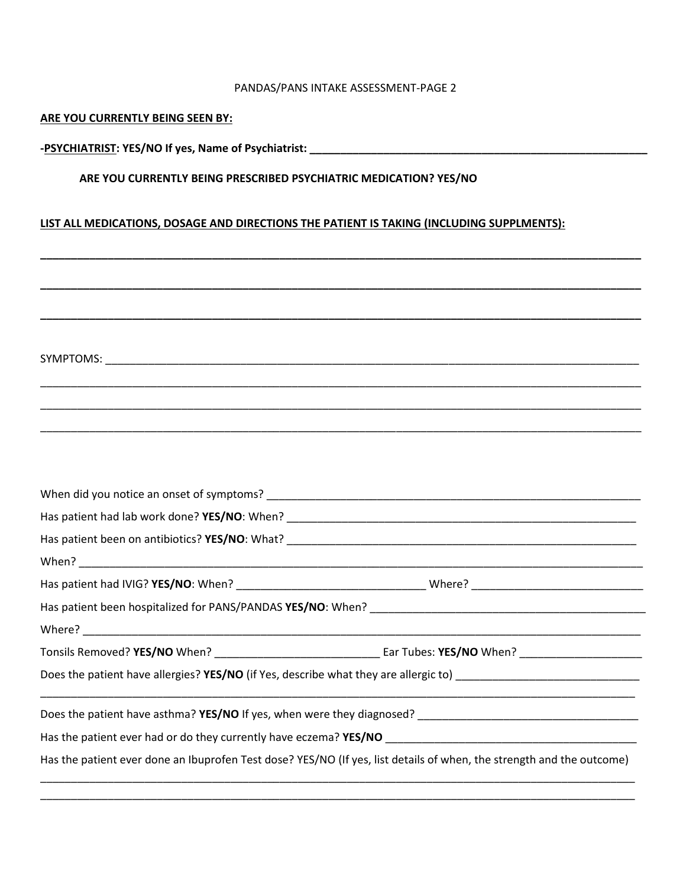PANDAS/PANS INTAKE ASSESSMENT-PAGE 2

**ARE YOU CURRENTLY BEING SEEN BY:**

**-PSYCHIATRIST: YES/NO If yes, Name of Psychiatrist: ___________________________________________**

**ARE YOU CURRENTLY BEING PRESCRIBED PSYCHIATRIC MEDICATION? YES/NO**

**LIST ALL MEDICATIONS, DOSAGE AND DIRECTIONS THE PATIENT IS TAKING (INCLUDING SUPPLMENTS):**

______________________________________________________________________________

______________________________________________________________________________

______________________________________________________________________________

SYMPTOMS: ____________________________________________________________________

______________________________________________________________________________

______________________________________________________________________________

______________________________________________________________________________

When did you notice an onset of symptoms? ______________________________________________

Has patient had lab work done? **YES/NO**: When? ___________________________________________

Has patient been on antibiotics? **YES/NO**: What? ___________________________________________

When? _______________________________________________________________________

Has patient had IVIG? **YES/NO**: When? _______________________ Where? _____________________

Has patient been hospitalized for PANS/PANDAS **YES/NO**: When? ____________________________

Where? _______________________________________________________________________

Tonsils Removed? **YES/NO** When? _____________________ Ear Tubes: **YES/NO** When? _______________

Does the patient have allergies? **YES/NO** (if Yes, describe what they are allergic to) _______________________

______________________________________________________________________________

Does the patient have asthma? **YES/NO** If yes, when were they diagnosed? ___________________________

Has the patient ever had or do they currently have eczema? **YES/NO** _________________________________

Has the patient ever done an Ibuprofen Test dose? YES/NO (If yes, list details of when, the strength and the outcome)

______________________________________________________________________________

______________________________________________________________________________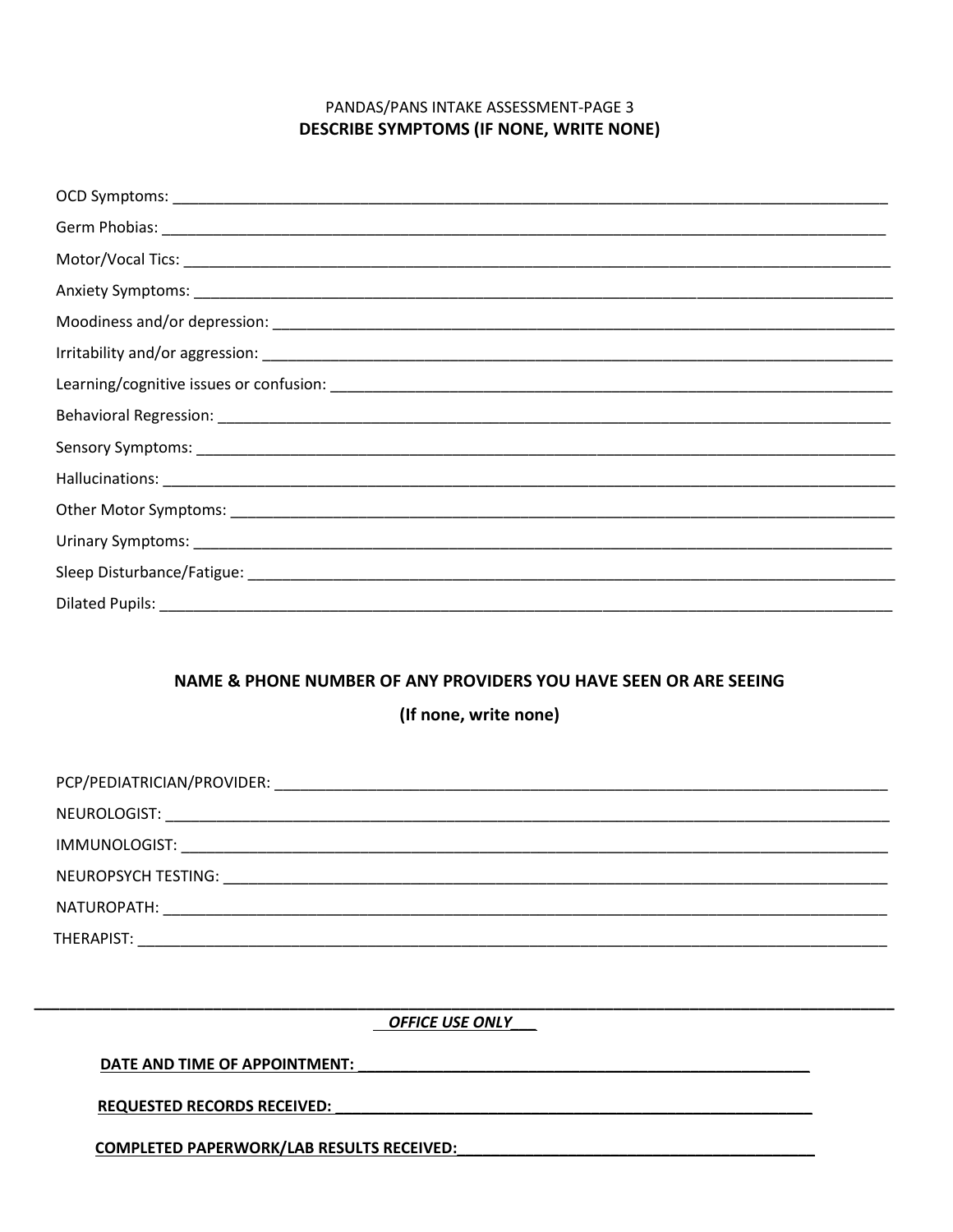PANDAS/PANS INTAKE ASSESSMENT-PAGE 3

## DESCRIBE SYMPTOMS (IF NONE, WRITE NONE)

OCD Symptoms: ______________________________________________________________________

Germ Phobias: ______________________________________________________________________

Motor/Vocal Tics: ___________________________________________________________________

Anxiety Symptoms: __________________________________________________________________

Moodiness and/or depression: _________________________________________________________

Irritability and/or aggression: __________________________________________________________

Learning/cognitive issues or confusion: ___________________________________________________

Behavioral Regression: ______________________________________________________________

Sensory Symptoms: _________________________________________________________________

Hallucinations: _____________________________________________________________________

Other Motor Symptoms: ______________________________________________________________

Urinary Symptoms: __________________________________________________________________

Sleep Disturbance/Fatigue: ____________________________________________________________

Dilated Pupils: ______________________________________________________________________

## NAME & PHONE NUMBER OF ANY PROVIDERS YOU HAVE SEEN OR ARE SEEING

**(If none, write none)**

PCP/PEDIATRICIAN/PROVIDER: _________________________________________________________

NEUROLOGIST: _____________________________________________________________________

IMMUNOLOGIST: ____________________________________________________________________

NEUROPSYCH TESTING: _______________________________________________________________

NATUROPATH: ______________________________________________________________________

THERAPIST: ________________________________________________________________________

---

***OFFICE USE ONLY***

**DATE AND TIME OF APPOINTMENT: ___________________________________________**

**REQUESTED RECORDS RECEIVED: _____________________________________________**

**COMPLETED PAPERWORK/LAB RESULTS RECEIVED: _______________________________**